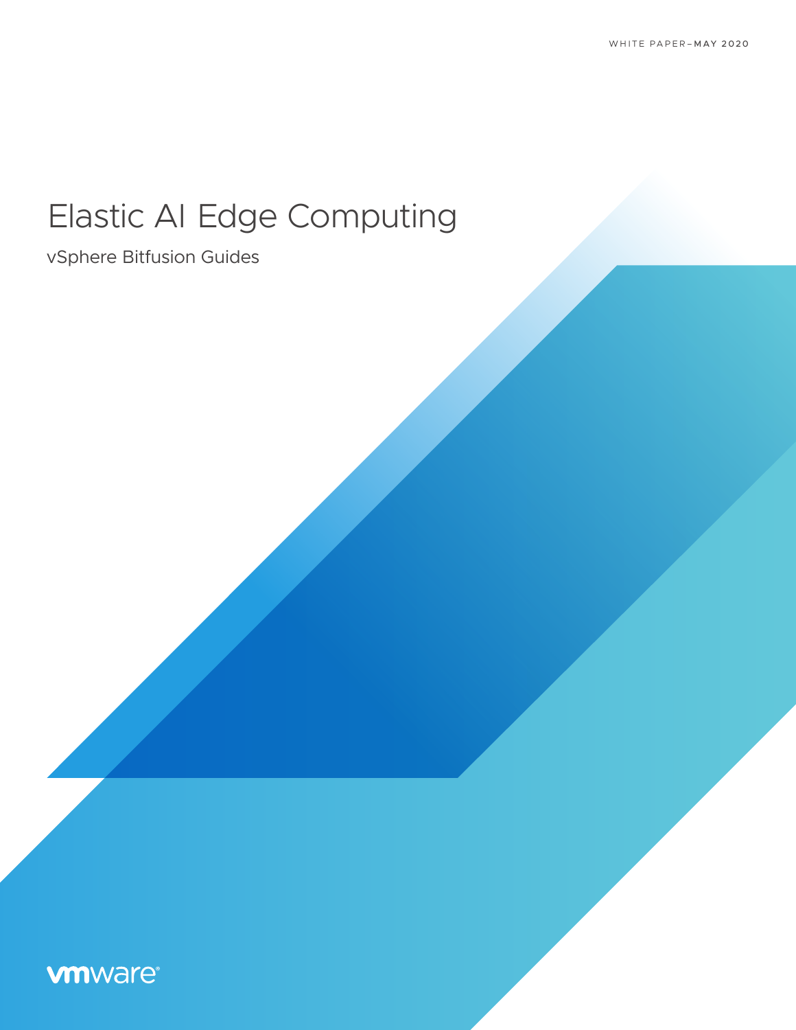WHITE PAPER–MAY 2020

# Elastic AI Edge Computing

vSphere Bitfusion Guides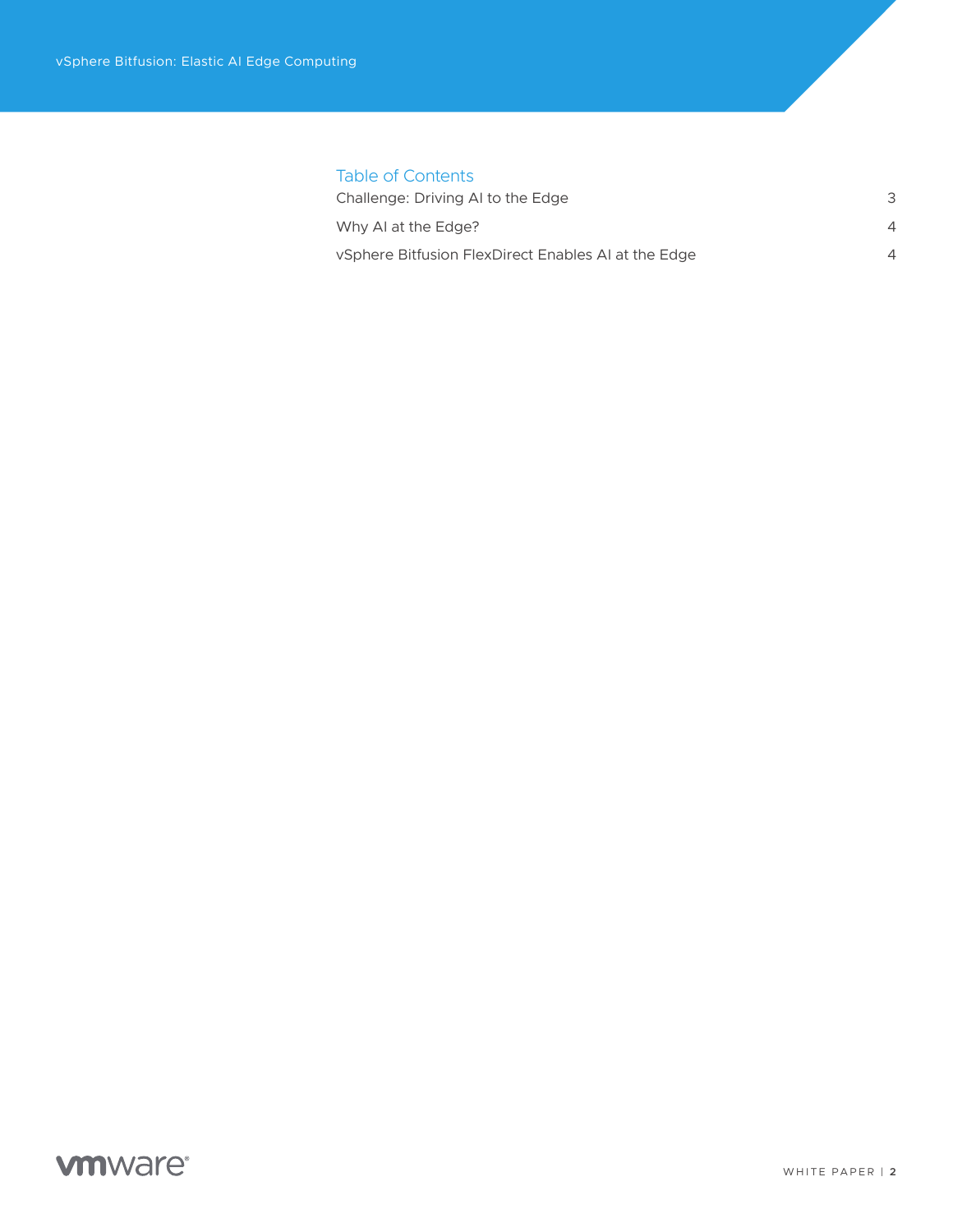## Table of Contents

| | |
|---|---|
| Challenge: Driving AI to the Edge | 3 |
| Why AI at the Edge? | 4 |
| vSphere Bitfusion FlexDirect Enables AI at the Edge | 4 |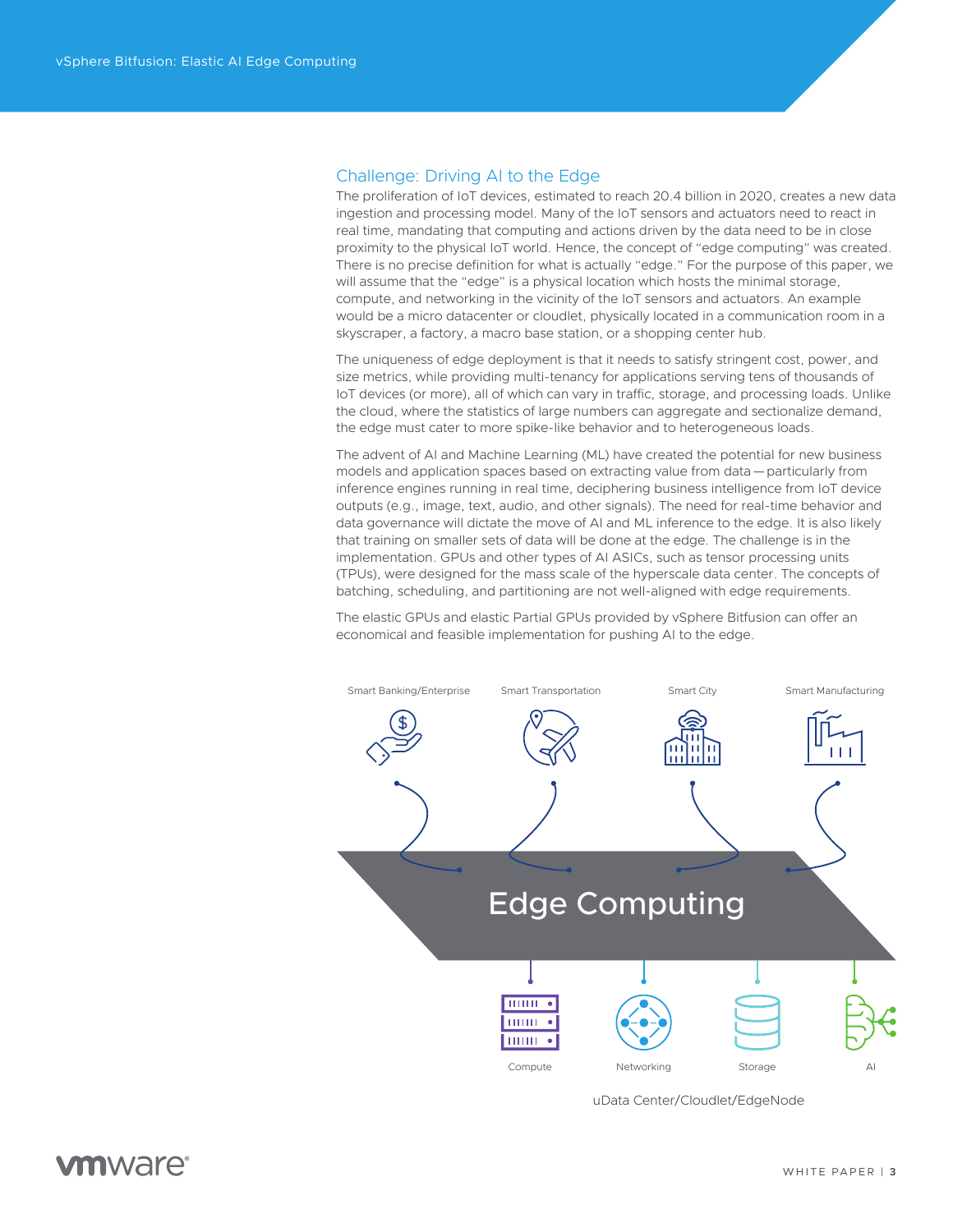## Challenge: Driving AI to the Edge

The proliferation of IoT devices, estimated to reach 20.4 billion in 2020, creates a new data ingestion and processing model. Many of the IoT sensors and actuators need to react in real time, mandating that computing and actions driven by the data need to be in close proximity to the physical IoT world. Hence, the concept of "edge computing" was created. There is no precise definition for what is actually "edge." For the purpose of this paper, we will assume that the "edge" is a physical location which hosts the minimal storage, compute, and networking in the vicinity of the IoT sensors and actuators. An example would be a micro datacenter or cloudlet, physically located in a communication room in a skyscraper, a factory, a macro base station, or a shopping center hub.

The uniqueness of edge deployment is that it needs to satisfy stringent cost, power, and size metrics, while providing multi-tenancy for applications serving tens of thousands of IoT devices (or more), all of which can vary in traffic, storage, and processing loads. Unlike the cloud, where the statistics of large numbers can aggregate and sectionalize demand, the edge must cater to more spike-like behavior and to heterogeneous loads.

The advent of AI and Machine Learning (ML) have created the potential for new business models and application spaces based on extracting value from data—particularly from inference engines running in real time, deciphering business intelligence from IoT device outputs (e.g., image, text, audio, and other signals). The need for real-time behavior and data governance will dictate the move of AI and ML inference to the edge. It is also likely that training on smaller sets of data will be done at the edge. The challenge is in the implementation. GPUs and other types of AI ASICs, such as tensor processing units (TPUs), were designed for the mass scale of the hyperscale data center. The concepts of batching, scheduling, and partitioning are not well-aligned with edge requirements.

The elastic GPUs and elastic Partial GPUs provided by vSphere Bitfusion can offer an economical and feasible implementation for pushing AI to the edge.

Smart Banking/Enterprise | Smart Transportation | Smart City | Smart Manufacturing

Edge Computing

Compute | Networking | Storage | AI

uData Center/Cloudlet/EdgeNode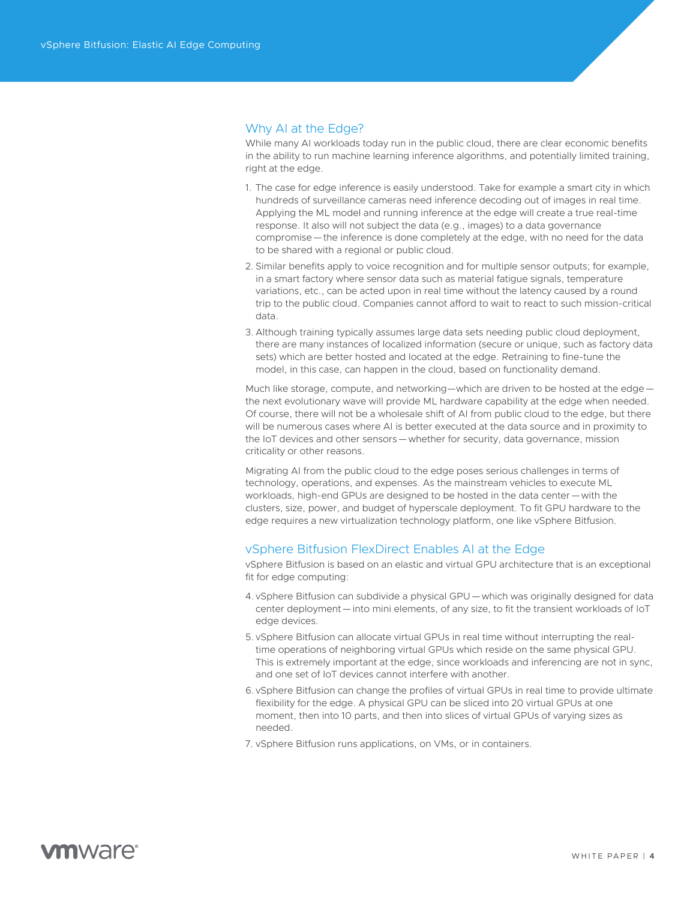## Why AI at the Edge?

While many AI workloads today run in the public cloud, there are clear economic benefits in the ability to run machine learning inference algorithms, and potentially limited training, right at the edge.

1. The case for edge inference is easily understood. Take for example a smart city in which hundreds of surveillance cameras need inference decoding out of images in real time. Applying the ML model and running inference at the edge will create a true real-time response. It also will not subject the data (e.g., images) to a data governance compromise — the inference is done completely at the edge, with no need for the data to be shared with a regional or public cloud.
2. Similar benefits apply to voice recognition and for multiple sensor outputs; for example, in a smart factory where sensor data such as material fatigue signals, temperature variations, etc., can be acted upon in real time without the latency caused by a round trip to the public cloud. Companies cannot afford to wait to react to such mission-critical data.
3. Although training typically assumes large data sets needing public cloud deployment, there are many instances of localized information (secure or unique, such as factory data sets) which are better hosted and located at the edge. Retraining to fine-tune the model, in this case, can happen in the cloud, based on functionality demand.

Much like storage, compute, and networking—which are driven to be hosted at the edge — the next evolutionary wave will provide ML hardware capability at the edge when needed. Of course, there will not be a wholesale shift of AI from public cloud to the edge, but there will be numerous cases where AI is better executed at the data source and in proximity to the IoT devices and other sensors — whether for security, data governance, mission criticality or other reasons.

Migrating AI from the public cloud to the edge poses serious challenges in terms of technology, operations, and expenses. As the mainstream vehicles to execute ML workloads, high-end GPUs are designed to be hosted in the data center — with the clusters, size, power, and budget of hyperscale deployment. To fit GPU hardware to the edge requires a new virtualization technology platform, one like vSphere Bitfusion.

## vSphere Bitfusion FlexDirect Enables AI at the Edge

vSphere Bitfusion is based on an elastic and virtual GPU architecture that is an exceptional fit for edge computing:

4. vSphere Bitfusion can subdivide a physical GPU — which was originally designed for data center deployment — into mini elements, of any size, to fit the transient workloads of IoT edge devices.
5. vSphere Bitfusion can allocate virtual GPUs in real time without interrupting the real-time operations of neighboring virtual GPUs which reside on the same physical GPU. This is extremely important at the edge, since workloads and inferencing are not in sync, and one set of IoT devices cannot interfere with another.
6. vSphere Bitfusion can change the profiles of virtual GPUs in real time to provide ultimate flexibility for the edge. A physical GPU can be sliced into 20 virtual GPUs at one moment, then into 10 parts, and then into slices of virtual GPUs of varying sizes as needed.
7. vSphere Bitfusion runs applications, on VMs, or in containers.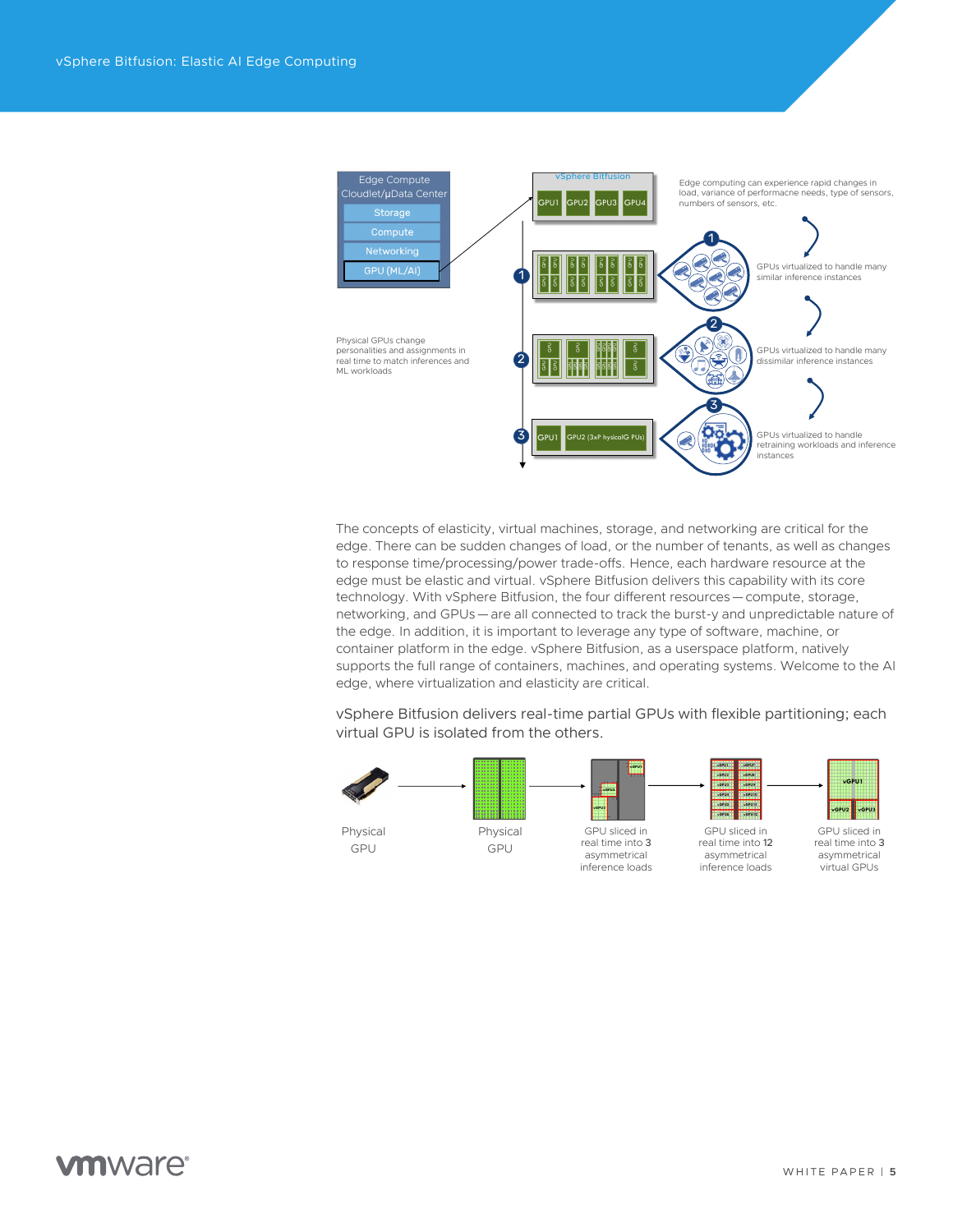Edge Compute Cloudlet/μData Center

- Storage
- Compute
- Networking
- GPU (ML/AI)

vSphere Bitfusion

GPU1 GPU2 GPU3 GPU4

Edge computing can experience rapid changes in load, variance of performacne needs, type of sensors, numbers of sensors, etc.

Physical GPUs change personalities and assignments in real time to match inferences and ML workloads

1. GPUs virtualized to handle many similar inference instances
2. GPUs virtualized to handle many dissimilar inference instances
3. GPUs virtualized to handle retraining workloads and inference instances

The concepts of elasticity, virtual machines, storage, and networking are critical for the edge. There can be sudden changes of load, or the number of tenants, as well as changes to response time/processing/power trade-offs. Hence, each hardware resource at the edge must be elastic and virtual. vSphere Bitfusion delivers this capability with its core technology. With vSphere Bitfusion, the four different resources—compute, storage, networking, and GPUs—are all connected to track the burst-y and unpredictable nature of the edge. In addition, it is important to leverage any type of software, machine, or container platform in the edge. vSphere Bitfusion, as a userspace platform, natively supports the full range of containers, machines, and operating systems. Welcome to the AI edge, where virtualization and elasticity are critical.

vSphere Bitfusion delivers real-time partial GPUs with flexible partitioning; each virtual GPU is isolated from the others.

Physical GPU → Physical GPU → GPU sliced in real time into 3 asymmetrical inference loads → GPU sliced in real time into 12 asymmetrical inference loads → GPU sliced in real time into 3 asymmetrical virtual GPUs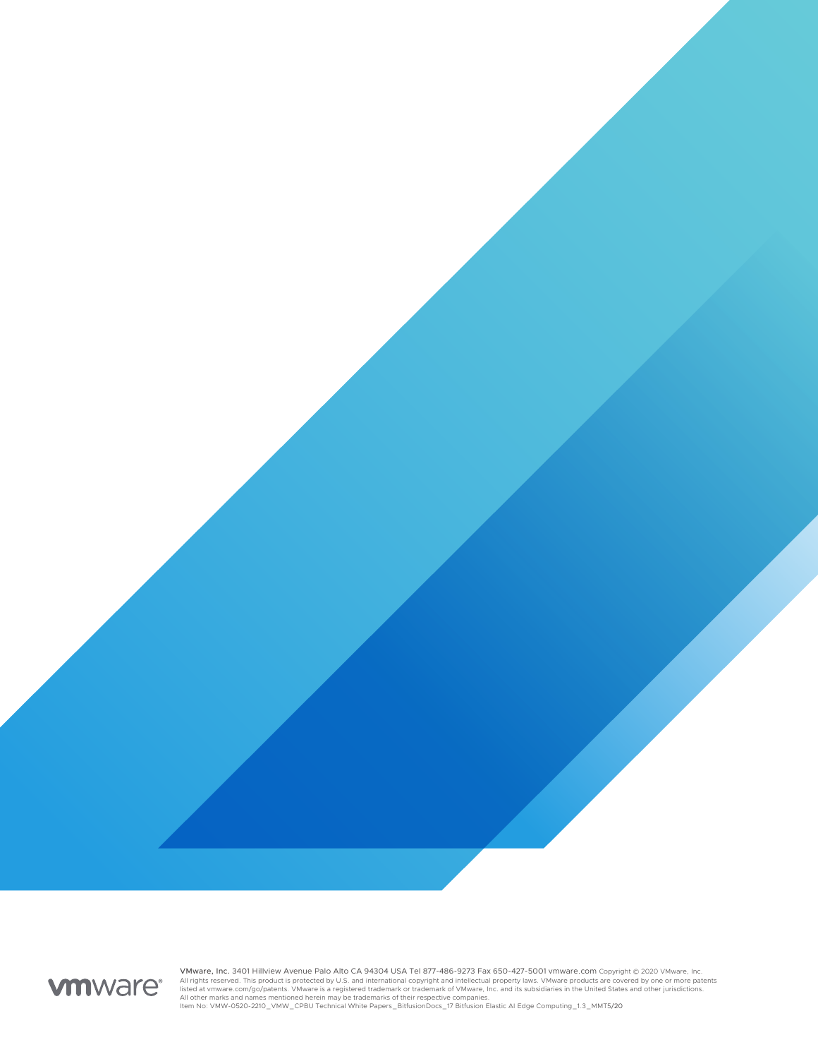vmware®

VMware, Inc. 3401 Hillview Avenue Palo Alto CA 94304 USA Tel 877-486-9273 Fax 650-427-5001 vmware.com Copyright © 2020 VMware, Inc. All rights reserved. This product is protected by U.S. and international copyright and intellectual property laws. VMware products are covered by one or more patents listed at vmware.com/go/patents. VMware is a registered trademark or trademark of VMware, Inc. and its subsidiaries in the United States and other jurisdictions. All other marks and names mentioned herein may be trademarks of their respective companies.
Item No: VMW-0520-2210_VMW_CPBU Technical White Papers_BitfusionDocs_17 Bitfusion Elastic AI Edge Computing_1.3_MMT5/20